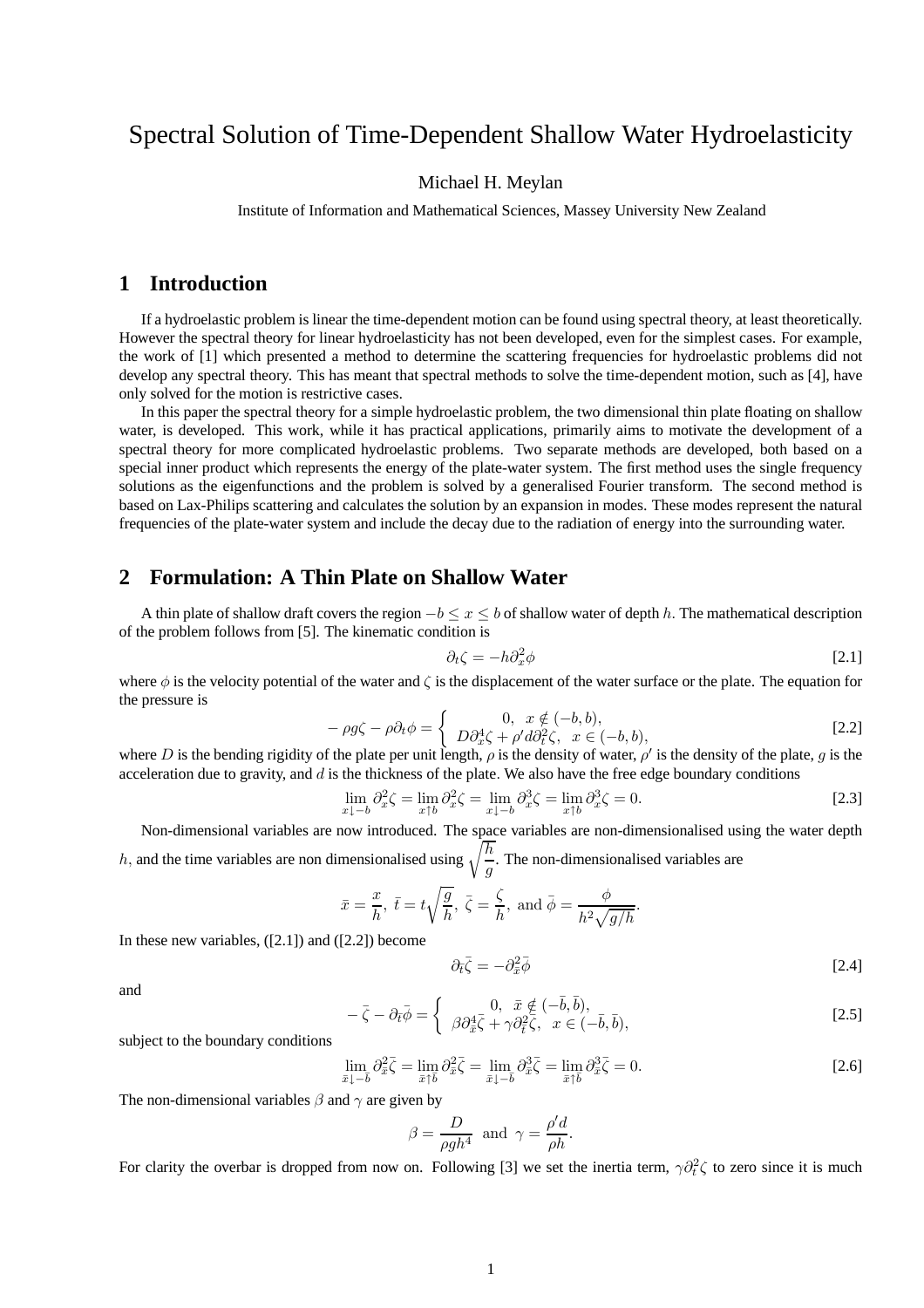# Spectral Solution of Time-Dependent Shallow Water Hydroelasticity

Michael H. Meylan

Institute of Information and Mathematical Sciences, Massey University New Zealand

## 1 Introduction

If a hydroelastic problem is linear the time-dependent motion can be found using spectral theory, at least theoretically. However the spectral theory for linear hydroelasticity has not been developed, even for the simplest cases. For example, the work of [1] which presented a method to determine the scattering frequencies for hydroelastic problems did not develop any spectral theory. This has meant that spectral methods to solve the time-dependent motion, such as [4], have only solved for the motion is restrictive cases.

In this paper the spectral theory for a simple hydroelastic problem, the two dimensional thin plate floating on shallow water, is developed. This work, while it has practical applications, primarily aims to motivate the development of a spectral theory for more complicated hydroelastic problems. Two separate methods are developed, both based on a special inner product which represents the energy of the plate-water system. The first method uses the single frequency solutions as the eigenfunctions and the problem is solved by a generalised Fourier transform. The second method is based on Lax-Philips scattering and calculates the solution by an expansion in modes. These modes represent the natural frequencies of the plate-water system and include the decay due to the radiation of energy into the surrounding water.

## 2 Formulation: A Thin Plate on Shallow Water

A thin plate of shallow draft covers the region $-b \leq x \leq b$ of shallow water of depth $h$. The mathematical description of the problem follows from [5]. The kinematic condition is

$$\partial_t \zeta = -h \partial_x^2 \phi \qquad [2.1]$$

where $\phi$ is the velocity potential of the water and $\zeta$ is the displacement of the water surface or the plate. The equation for the pressure is

$$-\rho g \zeta - \rho \partial_t \phi = \begin{cases} 0, & x \notin (-b, b), \\ D\partial_x^4 \zeta + \rho' d \partial_t^2 \zeta, & x \in (-b, b), \end{cases} \qquad [2.2]$$

where $D$ is the bending rigidity of the plate per unit length, $\rho$ is the density of water, $\rho'$ is the density of the plate, $g$ is the acceleration due to gravity, and $d$ is the thickness of the plate. We also have the free edge boundary conditions

$$\lim_{x \downarrow -b} \partial_x^2 \zeta = \lim_{x \uparrow b} \partial_x^2 \zeta = \lim_{x \downarrow -b} \partial_x^3 \zeta = \lim_{x \uparrow b} \partial_x^3 \zeta = 0. \qquad [2.3]$$

Non-dimensional variables are now introduced. The space variables are non-dimensionalised using the water depth $h$, and the time variables are non dimensionalised using $\sqrt{\frac{h}{g}}$. The non-dimensionalised variables are

$$\bar{x} = \frac{x}{h},\ \bar{t} = t\sqrt{\frac{g}{h}},\ \bar{\zeta} = \frac{\zeta}{h},\ \text{and}\ \bar{\phi} = \frac{\phi}{h^2\sqrt{g/h}}.$$

In these new variables, ([2.1]) and ([2.2]) become

$$\partial_{\bar{t}} \bar{\zeta} = -\partial_{\bar{x}}^2 \bar{\phi} \qquad [2.4]$$

and

$$-\bar{\zeta} - \partial_{\bar{t}} \bar{\phi} = \begin{cases} 0, & \bar{x} \notin (-\bar{b}, \bar{b}), \\ \beta \partial_{\bar{x}}^4 \bar{\zeta} + \gamma \partial_{\bar{t}}^2 \bar{\zeta}, & x \in (-\bar{b}, \bar{b}), \end{cases} \qquad [2.5]$$

subject to the boundary conditions

$$\lim_{\bar{x} \downarrow -\bar{b}} \partial_{\bar{x}}^2 \bar{\zeta} = \lim_{\bar{x} \uparrow \bar{b}} \partial_{\bar{x}}^2 \bar{\zeta} = \lim_{\bar{x} \downarrow -\bar{b}} \partial_{\bar{x}}^3 \bar{\zeta} = \lim_{\bar{x} \uparrow \bar{b}} \partial_{\bar{x}}^3 \bar{\zeta} = 0. \qquad [2.6]$$

The non-dimensional variables $\beta$ and $\gamma$ are given by

$$\beta = \frac{D}{\rho g h^4}\ \ \text{and}\ \ \gamma = \frac{\rho' d}{\rho h}.$$

For clarity the overbar is dropped from now on. Following [3] we set the inertia term, $\gamma \partial_t^2 \zeta$ to zero since it is much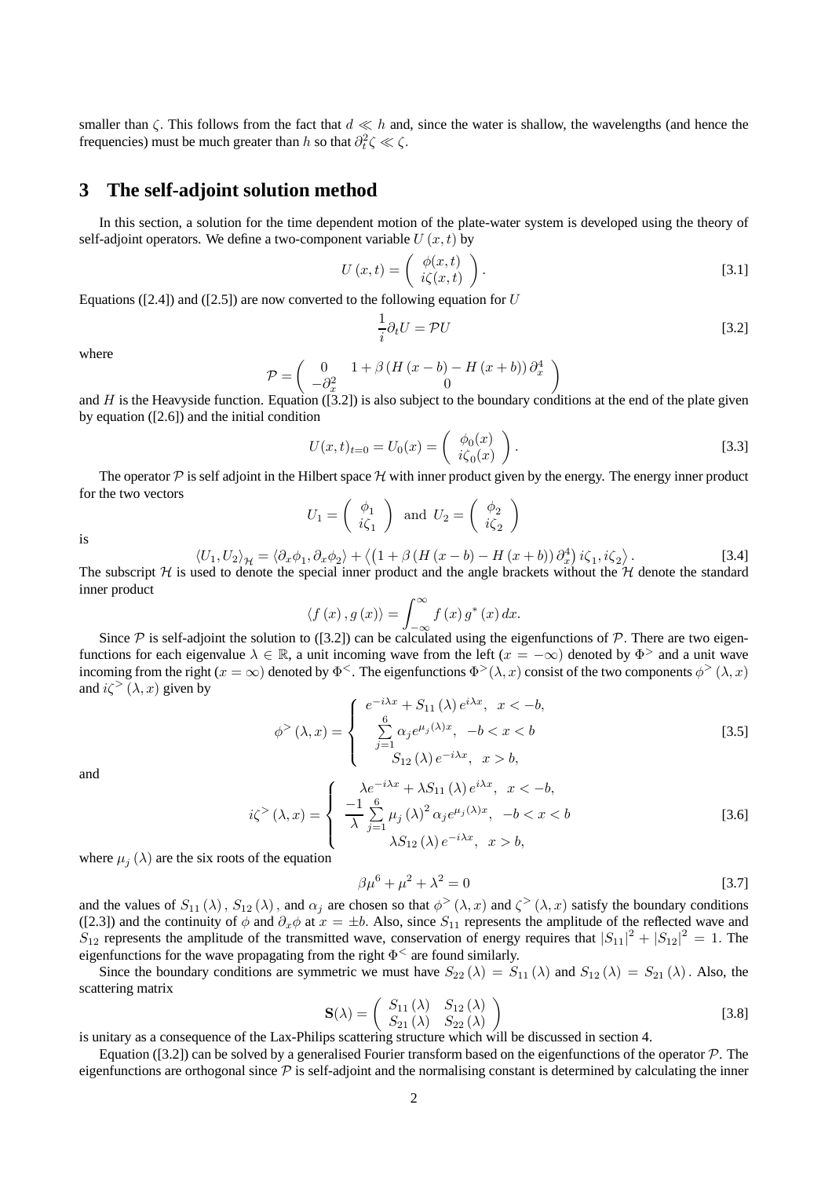smaller than $\zeta$. This follows from the fact that $d \ll h$ and, since the water is shallow, the wavelengths (and hence the frequencies) must be much greater than $h$ so that $\partial_t^2 \zeta \ll \zeta$.

# 3 The self-adjoint solution method

In this section, a solution for the time dependent motion of the plate-water system is developed using the theory of self-adjoint operators. We define a two-component variable $U(x,t)$ by

$$U(x,t) = \begin{pmatrix} \phi(x,t) \\ i\zeta(x,t) \end{pmatrix}. \qquad [3.1]$$

Equations ([2.4]) and ([2.5]) are now converted to the following equation for $U$

$$\frac{1}{i}\partial_t U = \mathcal{P}U \qquad [3.2]$$

where

$$\mathcal{P} = \begin{pmatrix} 0 & 1 + \beta\left(H(x-b) - H(x+b)\right)\partial_x^4 \\ -\partial_x^2 & 0 \end{pmatrix}$$

and $H$ is the Heavyside function. Equation ([3.2]) is also subject to the boundary conditions at the end of the plate given by equation ([2.6]) and the initial condition

$$U(x,t)_{t=0} = U_0(x) = \begin{pmatrix} \phi_0(x) \\ i\zeta_0(x) \end{pmatrix}. \qquad [3.3]$$

The operator $\mathcal{P}$ is self adjoint in the Hilbert space $\mathcal{H}$ with inner product given by the energy. The energy inner product for the two vectors

$$U_1 = \begin{pmatrix} \phi_1 \\ i\zeta_1 \end{pmatrix} \text{ and } U_2 = \begin{pmatrix} \phi_2 \\ i\zeta_2 \end{pmatrix}$$

is

$$\langle U_1, U_2 \rangle_{\mathcal{H}} = \langle \partial_x\phi_1, \partial_x\phi_2 \rangle + \left\langle \left(1 + \beta\left(H(x-b) - H(x+b)\right)\partial_x^4\right) i\zeta_1, i\zeta_2 \right\rangle. \qquad [3.4]$$

The subscript $\mathcal{H}$ is used to denote the special inner product and the angle brackets without the $\mathcal{H}$ denote the standard inner product

$$\langle f(x), g(x) \rangle = \int_{-\infty}^{\infty} f(x)\, g^*(x)\, dx.$$

Since $\mathcal{P}$ is self-adjoint the solution to ([3.2]) can be calculated using the eigenfunctions of $\mathcal{P}$. There are two eigenfunctions for each eigenvalue $\lambda \in \mathbb{R}$, a unit incoming wave from the left ($x = -\infty$) denoted by $\Phi^>$ and a unit wave incoming from the right ($x = \infty$) denoted by $\Phi^<$. The eigenfunctions $\Phi^>(\lambda, x)$ consist of the two components $\phi^>(\lambda, x)$ and $i\zeta^>(\lambda, x)$ given by

$$\phi^>(\lambda, x) = \begin{cases} e^{-i\lambda x} + S_{11}(\lambda)\, e^{i\lambda x}, & x < -b, \\ \sum\limits_{j=1}^{6} \alpha_j e^{\mu_j(\lambda)x}, & -b < x < b \\ S_{12}(\lambda)\, e^{-i\lambda x}, & x > b, \end{cases} \qquad [3.5]$$

and

$$i\zeta^>(\lambda, x) = \begin{cases} \lambda e^{-i\lambda x} + \lambda S_{11}(\lambda)\, e^{i\lambda x}, & x < -b, \\ \dfrac{-1}{\lambda} \sum\limits_{j=1}^{6} \mu_j(\lambda)^2 \alpha_j e^{\mu_j(\lambda)x}, & -b < x < b \\ \lambda S_{12}(\lambda)\, e^{-i\lambda x}, & x > b, \end{cases} \qquad [3.6]$$

where $\mu_j(\lambda)$ are the six roots of the equation

$$\beta\mu^6 + \mu^2 + \lambda^2 = 0 \qquad [3.7]$$

and the values of $S_{11}(\lambda)$, $S_{12}(\lambda)$, and $\alpha_j$ are chosen so that $\phi^>(\lambda, x)$ and $\zeta^>(\lambda, x)$ satisfy the boundary conditions ([2.3]) and the continuity of $\phi$ and $\partial_x\phi$ at $x = \pm b$. Also, since $S_{11}$ represents the amplitude of the reflected wave and $S_{12}$ represents the amplitude of the transmitted wave, conservation of energy requires that $|S_{11}|^2 + |S_{12}|^2 = 1$. The eigenfunctions for the wave propagating from the right $\Phi^<$ are found similarly.

Since the boundary conditions are symmetric we must have $S_{22}(\lambda) = S_{11}(\lambda)$ and $S_{12}(\lambda) = S_{21}(\lambda)$. Also, the scattering matrix

$$\mathbf{S}(\lambda) = \begin{pmatrix} S_{11}(\lambda) & S_{12}(\lambda) \\ S_{21}(\lambda) & S_{22}(\lambda) \end{pmatrix} \qquad [3.8]$$

is unitary as a consequence of the Lax-Philips scattering structure which will be discussed in section 4.

Equation ([3.2]) can be solved by a generalised Fourier transform based on the eigenfunctions of the operator $\mathcal{P}$. The eigenfunctions are orthogonal since $\mathcal{P}$ is self-adjoint and the normalising constant is determined by calculating the inner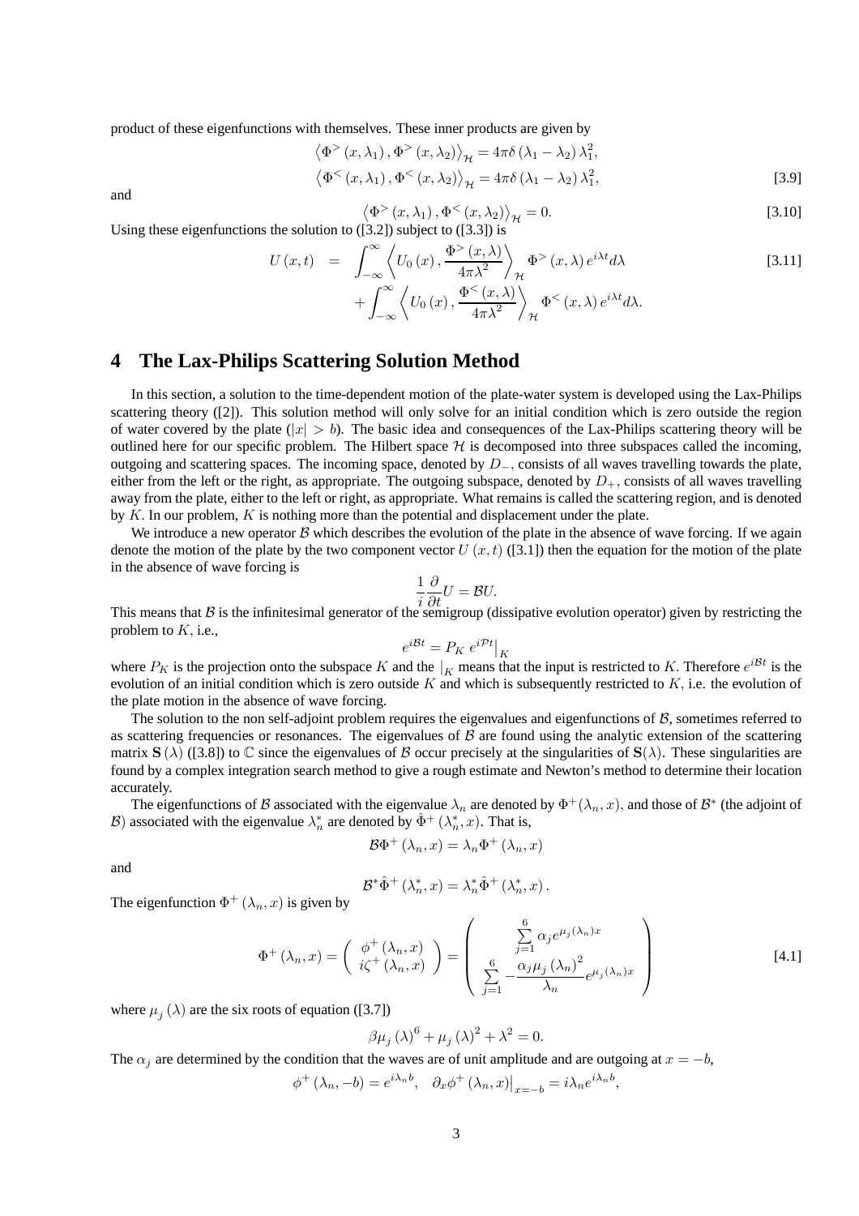product of these eigenfunctions with themselves. These inner products are given by

$$\left\langle \Phi^{>}(x,\lambda_1), \Phi^{>}(x,\lambda_2)\right\rangle_{\mathcal{H}} = 4\pi\delta(\lambda_1-\lambda_2)\lambda_1^2,$$
$$\left\langle \Phi^{<}(x,\lambda_1), \Phi^{<}(x,\lambda_2)\right\rangle_{\mathcal{H}} = 4\pi\delta(\lambda_1-\lambda_2)\lambda_1^2, \quad [3.9]$$

and

$$\left\langle \Phi^{>}(x,\lambda_1), \Phi^{<}(x,\lambda_2)\right\rangle_{\mathcal{H}} = 0. \quad [3.10]$$

Using these eigenfunctions the solution to ([3.2]) subject to ([3.3]) is

$$\begin{aligned} U(x,t) &= \int_{-\infty}^{\infty}\left\langle U_0(x), \frac{\Phi^{>}(x,\lambda)}{4\pi\lambda^2}\right\rangle_{\mathcal{H}}\Phi^{>}(x,\lambda)e^{i\lambda t}d\lambda \quad [3.11] \\ &\quad + \int_{-\infty}^{\infty}\left\langle U_0(x), \frac{\Phi^{<}(x,\lambda)}{4\pi\lambda^2}\right\rangle_{\mathcal{H}}\Phi^{<}(x,\lambda)e^{i\lambda t}d\lambda. \end{aligned}$$

# 4 The Lax-Philips Scattering Solution Method

In this section, a solution to the time-dependent motion of the plate-water system is developed using the Lax-Philips scattering theory ([2]). This solution method will only solve for an initial condition which is zero outside the region of water covered by the plate ($|x| > b$). The basic idea and consequences of the Lax-Philips scattering theory will be outlined here for our specific problem. The Hilbert space $\mathcal{H}$ is decomposed into three subspaces called the incoming, outgoing and scattering spaces. The incoming space, denoted by $D_-$, consists of all waves travelling towards the plate, either from the left or the right, as appropriate. The outgoing subspace, denoted by $D_+$, consists of all waves travelling away from the plate, either to the left or right, as appropriate. What remains is called the scattering region, and is denoted by $K$. In our problem, $K$ is nothing more than the potential and displacement under the plate.

We introduce a new operator $\mathcal{B}$ which describes the evolution of the plate in the absence of wave forcing. If we again denote the motion of the plate by the two component vector $U(x,t)$ ([3.1]) then the equation for the motion of the plate in the absence of wave forcing is

$$\frac{1}{i}\frac{\partial}{\partial t}U = \mathcal{B}U.$$

This means that $\mathcal{B}$ is the infinitesimal generator of the semigroup (dissipative evolution operator) given by restricting the problem to $K$, i.e.,

$$e^{i\mathcal{B}t} = P_K\, e^{i\mathcal{P}t}\big|_K$$

where $P_K$ is the projection onto the subspace $K$ and the $|_K$ means that the input is restricted to $K$. Therefore $e^{i\mathcal{B}t}$ is the evolution of an initial condition which is zero outside $K$ and which is subsequently restricted to $K$, i.e. the evolution of the plate motion in the absence of wave forcing.

The solution to the non self-adjoint problem requires the eigenvalues and eigenfunctions of $\mathcal{B}$, sometimes referred to as scattering frequencies or resonances. The eigenvalues of $\mathcal{B}$ are found using the analytic extension of the scattering matrix $\mathbf{S}(\lambda)$ ([3.8]) to $\mathbb{C}$ since the eigenvalues of $\mathcal{B}$ occur precisely at the singularities of $\mathbf{S}(\lambda)$. These singularities are found by a complex integration search method to give a rough estimate and Newton's method to determine their location accurately.

The eigenfunctions of $\mathcal{B}$ associated with the eigenvalue $\lambda_n$ are denoted by $\Phi^+(\lambda_n, x)$, and those of $\mathcal{B}^*$ (the adjoint of $\mathcal{B}$) associated with the eigenvalue $\lambda_n^*$ are denoted by $\hat{\Phi}^+(\lambda_n^*, x)$. That is,

$$\mathcal{B}\Phi^+(\lambda_n,x) = \lambda_n\Phi^+(\lambda_n,x)$$

and

$$\mathcal{B}^*\hat{\Phi}^+(\lambda_n^*,x) = \lambda_n^*\hat{\Phi}^+(\lambda_n^*,x).$$

The eigenfunction $\Phi^+(\lambda_n,x)$ is given by

$$\Phi^+(\lambda_n,x) = \begin{pmatrix} \phi^+(\lambda_n,x) \\ i\zeta^+(\lambda_n,x) \end{pmatrix} = \begin{pmatrix} \sum_{j=1}^{6}\alpha_j e^{\mu_j(\lambda_n)x} \\ \sum_{j=1}^{6} -\dfrac{\alpha_j\mu_j(\lambda_n)^2}{\lambda_n}e^{\mu_j(\lambda_n)x} \end{pmatrix} \quad [4.1]$$

where $\mu_j(\lambda)$ are the six roots of equation ([3.7])

$$\beta\mu_j(\lambda)^6 + \mu_j(\lambda)^2 + \lambda^2 = 0.$$

The $\alpha_j$ are determined by the condition that the waves are of unit amplitude and are outgoing at $x = -b$,

$$\phi^+(\lambda_n,-b) = e^{i\lambda_n b}, \quad \partial_x\phi^+(\lambda_n,x)\big|_{x=-b} = i\lambda_n e^{i\lambda_n b},$$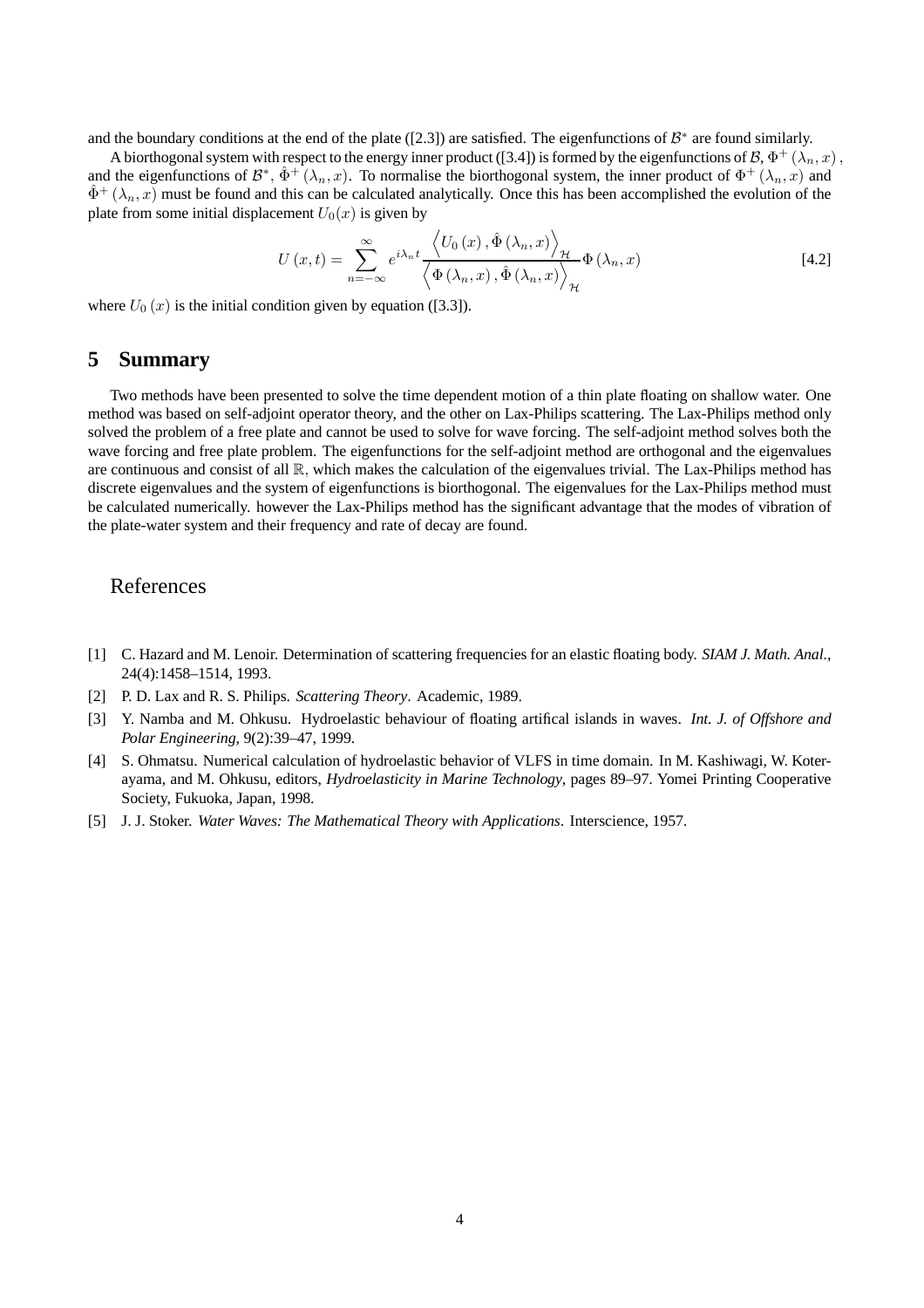and the boundary conditions at the end of the plate ([2.3]) are satisfied. The eigenfunctions of $\mathcal{B}^*$ are found similarly.

A biorthogonal system with respect to the energy inner product ([3.4]) is formed by the eigenfunctions of $\mathcal{B}$, $\Phi^+(\lambda_n, x)$, and the eigenfunctions of $\mathcal{B}^*$, $\hat{\Phi}^+(\lambda_n, x)$. To normalise the biorthogonal system, the inner product of $\Phi^+(\lambda_n, x)$ and $\hat{\Phi}^+(\lambda_n, x)$ must be found and this can be calculated analytically. Once this has been accomplished the evolution of the plate from some initial displacement $U_0(x)$ is given by

$$U(x,t) = \sum_{n=-\infty}^{\infty} e^{i\lambda_n t} \frac{\left\langle U_0(x), \hat{\Phi}(\lambda_n, x) \right\rangle_{\mathcal{H}}}{\left\langle \Phi(\lambda_n, x), \hat{\Phi}(\lambda_n, x) \right\rangle_{\mathcal{H}}} \Phi(\lambda_n, x) \tag{4.2}$$

where $U_0(x)$ is the initial condition given by equation ([3.3]).

## 5 Summary

Two methods have been presented to solve the time dependent motion of a thin plate floating on shallow water. One method was based on self-adjoint operator theory, and the other on Lax-Philips scattering. The Lax-Philips method only solved the problem of a free plate and cannot be used to solve for wave forcing. The self-adjoint method solves both the wave forcing and free plate problem. The eigenfunctions for the self-adjoint method are orthogonal and the eigenvalues are continuous and consist of all $\mathbb{R}$, which makes the calculation of the eigenvalues trivial. The Lax-Philips method has discrete eigenvalues and the system of eigenfunctions is biorthogonal. The eigenvalues for the Lax-Philips method must be calculated numerically. however the Lax-Philips method has the significant advantage that the modes of vibration of the plate-water system and their frequency and rate of decay are found.

## References

[1] C. Hazard and M. Lenoir. Determination of scattering frequencies for an elastic floating body. *SIAM J. Math. Anal.*, 24(4):1458–1514, 1993.

[2] P. D. Lax and R. S. Philips. *Scattering Theory*. Academic, 1989.

[3] Y. Namba and M. Ohkusu. Hydroelastic behaviour of floating artifical islands in waves. *Int. J. of Offshore and Polar Engineering*, 9(2):39–47, 1999.

[4] S. Ohmatsu. Numerical calculation of hydroelastic behavior of VLFS in time domain. In M. Kashiwagi, W. Koterayama, and M. Ohkusu, editors, *Hydroelasticity in Marine Technology*, pages 89–97. Yomei Printing Cooperative Society, Fukuoka, Japan, 1998.

[5] J. J. Stoker. *Water Waves: The Mathematical Theory with Applications*. Interscience, 1957.